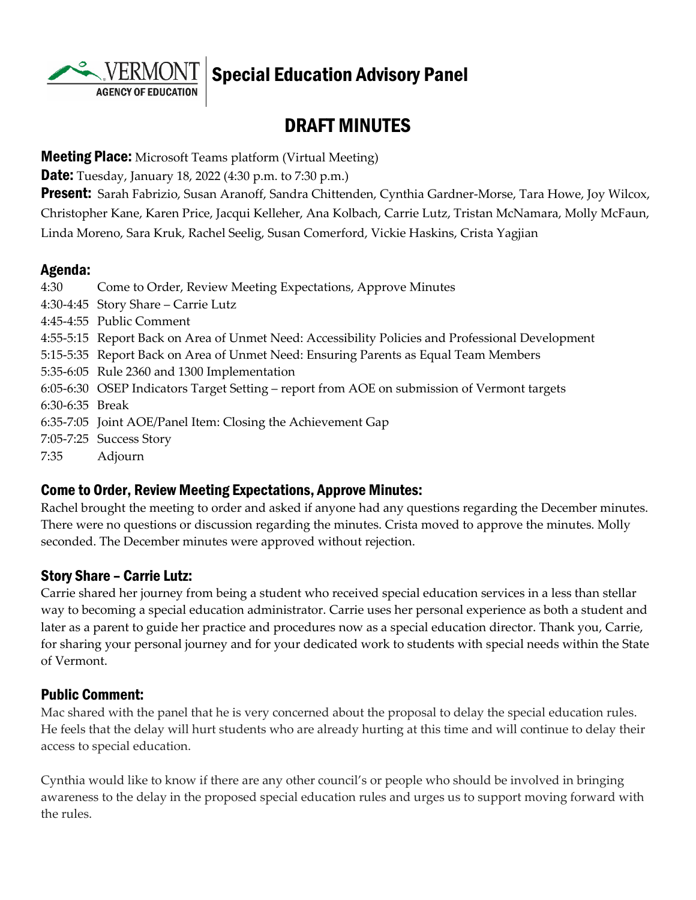# Special Education Advisory Panel

## DRAFT MINUTES

**Meeting Place:** Microsoft Teams platform (Virtual Meeting)

**Date:** Tuesday, January 18, 2022 (4:30 p.m. to 7:30 p.m.)

**Present:** Sarah Fabrizio, Susan Aranoff, Sandra Chittenden, Cynthia Gardner-Morse, Tara Howe, Joy Wilcox, Christopher Kane, Karen Price, Jacqui Kelleher, Ana Kolbach, Carrie Lutz, Tristan McNamara, Molly McFaun, Linda Moreno, Sara Kruk, Rachel Seelig, Susan Comerford, Vickie Haskins, Crista Yagjian

### Agenda:

| | |
|---|---|
| 4:30 | Come to Order, Review Meeting Expectations, Approve Minutes |
| 4:30-4:45 | Story Share – Carrie Lutz |
| 4:45-4:55 | Public Comment |
| 4:55-5:15 | Report Back on Area of Unmet Need: Accessibility Policies and Professional Development |
| 5:15-5:35 | Report Back on Area of Unmet Need: Ensuring Parents as Equal Team Members |
| 5:35-6:05 | Rule 2360 and 1300 Implementation |
| 6:05-6:30 | OSEP Indicators Target Setting – report from AOE on submission of Vermont targets |
| 6:30-6:35 | Break |
| 6:35-7:05 | Joint AOE/Panel Item: Closing the Achievement Gap |
| 7:05-7:25 | Success Story |
| 7:35 | Adjourn |

### Come to Order, Review Meeting Expectations, Approve Minutes:

Rachel brought the meeting to order and asked if anyone had any questions regarding the December minutes. There were no questions or discussion regarding the minutes. Crista moved to approve the minutes. Molly seconded. The December minutes were approved without rejection.

### Story Share – Carrie Lutz:

Carrie shared her journey from being a student who received special education services in a less than stellar way to becoming a special education administrator. Carrie uses her personal experience as both a student and later as a parent to guide her practice and procedures now as a special education director. Thank you, Carrie, for sharing your personal journey and for your dedicated work to students with special needs within the State of Vermont.

### Public Comment:

Mac shared with the panel that he is very concerned about the proposal to delay the special education rules. He feels that the delay will hurt students who are already hurting at this time and will continue to delay their access to special education.

Cynthia would like to know if there are any other council's or people who should be involved in bringing awareness to the delay in the proposed special education rules and urges us to support moving forward with the rules.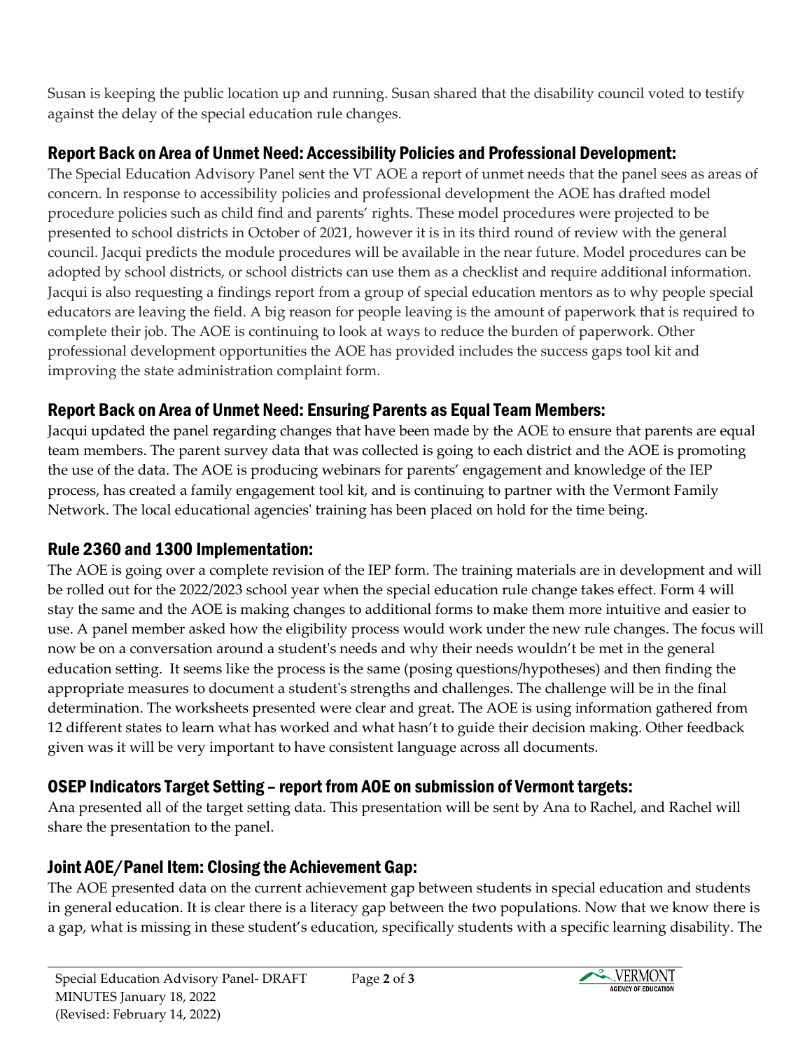Susan is keeping the public location up and running. Susan shared that the disability council voted to testify against the delay of the special education rule changes.

## Report Back on Area of Unmet Need: Accessibility Policies and Professional Development:

The Special Education Advisory Panel sent the VT AOE a report of unmet needs that the panel sees as areas of concern. In response to accessibility policies and professional development the AOE has drafted model procedure policies such as child find and parents' rights. These model procedures were projected to be presented to school districts in October of 2021, however it is in its third round of review with the general council. Jacqui predicts the module procedures will be available in the near future. Model procedures can be adopted by school districts, or school districts can use them as a checklist and require additional information. Jacqui is also requesting a findings report from a group of special education mentors as to why people special educators are leaving the field. A big reason for people leaving is the amount of paperwork that is required to complete their job. The AOE is continuing to look at ways to reduce the burden of paperwork. Other professional development opportunities the AOE has provided includes the success gaps tool kit and improving the state administration complaint form.

## Report Back on Area of Unmet Need: Ensuring Parents as Equal Team Members:

Jacqui updated the panel regarding changes that have been made by the AOE to ensure that parents are equal team members. The parent survey data that was collected is going to each district and the AOE is promoting the use of the data. The AOE is producing webinars for parents' engagement and knowledge of the IEP process, has created a family engagement tool kit, and is continuing to partner with the Vermont Family Network. The local educational agencies' training has been placed on hold for the time being.

## Rule 2360 and 1300 Implementation:

The AOE is going over a complete revision of the IEP form. The training materials are in development and will be rolled out for the 2022/2023 school year when the special education rule change takes effect. Form 4 will stay the same and the AOE is making changes to additional forms to make them more intuitive and easier to use. A panel member asked how the eligibility process would work under the new rule changes. The focus will now be on a conversation around a student's needs and why their needs wouldn't be met in the general education setting. It seems like the process is the same (posing questions/hypotheses) and then finding the appropriate measures to document a student's strengths and challenges. The challenge will be in the final determination. The worksheets presented were clear and great. The AOE is using information gathered from 12 different states to learn what has worked and what hasn't to guide their decision making. Other feedback given was it will be very important to have consistent language across all documents.

## OSEP Indicators Target Setting – report from AOE on submission of Vermont targets:

Ana presented all of the target setting data. This presentation will be sent by Ana to Rachel, and Rachel will share the presentation to the panel.

## Joint AOE/Panel Item: Closing the Achievement Gap:

The AOE presented data on the current achievement gap between students in special education and students in general education. It is clear there is a literacy gap between the two populations. Now that we know there is a gap, what is missing in these student's education, specifically students with a specific learning disability. The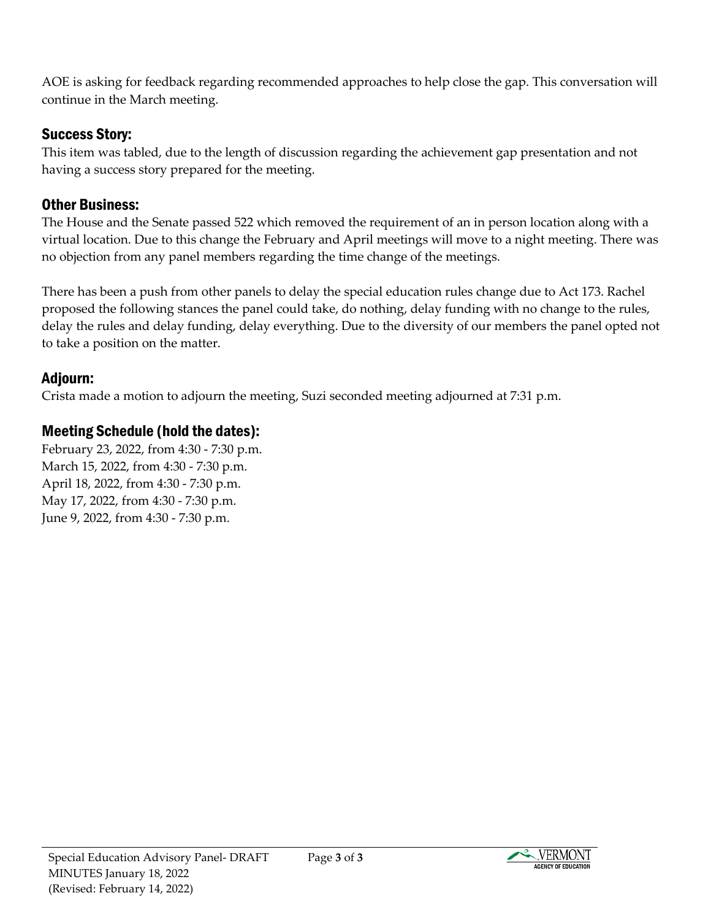AOE is asking for feedback regarding recommended approaches to help close the gap. This conversation will continue in the March meeting.

## Success Story:

This item was tabled, due to the length of discussion regarding the achievement gap presentation and not having a success story prepared for the meeting.

## Other Business:

The House and the Senate passed 522 which removed the requirement of an in person location along with a virtual location. Due to this change the February and April meetings will move to a night meeting. There was no objection from any panel members regarding the time change of the meetings.

There has been a push from other panels to delay the special education rules change due to Act 173. Rachel proposed the following stances the panel could take, do nothing, delay funding with no change to the rules, delay the rules and delay funding, delay everything. Due to the diversity of our members the panel opted not to take a position on the matter.

## Adjourn:

Crista made a motion to adjourn the meeting, Suzi seconded meeting adjourned at 7:31 p.m.

## Meeting Schedule (hold the dates):

February 23, 2022, from 4:30 - 7:30 p.m.
March 15, 2022, from 4:30 - 7:30 p.m.
April 18, 2022, from 4:30 - 7:30 p.m.
May 17, 2022, from 4:30 - 7:30 p.m.
June 9, 2022, from 4:30 - 7:30 p.m.